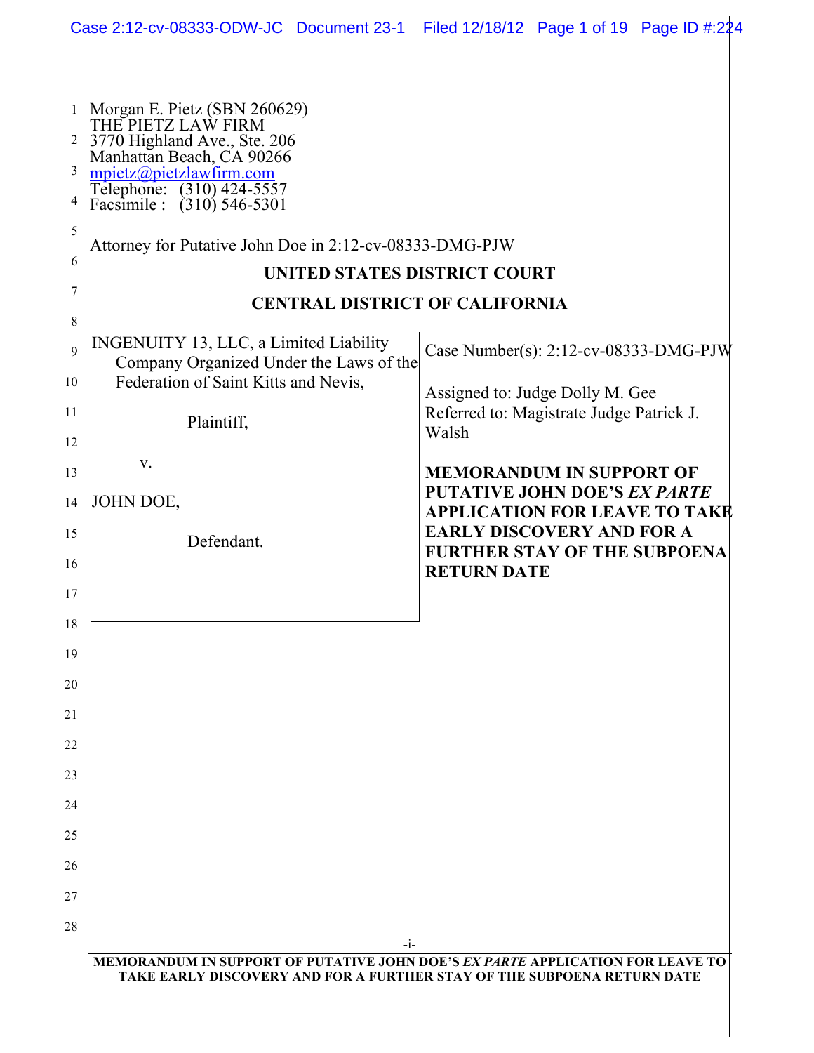Morgan E. Pietz (SBN 260629)
THE PIETZ LAW FIRM
3770 Highland Ave., Ste. 206
Manhattan Beach, CA 90266
mpietz@pietzlawfirm.com
Telephone: (310) 424-5557
Facsimile : (310) 546-5301

Attorney for Putative John Doe in 2:12-cv-08333-DMG-PJW

**UNITED STATES DISTRICT COURT**

**CENTRAL DISTRICT OF CALIFORNIA**

INGENUITY 13, LLC, a Limited Liability Company Organized Under the Laws of the Federation of Saint Kitts and Nevis,

Plaintiff,

v.

JOHN DOE,

Defendant.

Case Number(s): 2:12-cv-08333-DMG-PJW

Assigned to: Judge Dolly M. Gee
Referred to: Magistrate Judge Patrick J. Walsh

**MEMORANDUM IN SUPPORT OF PUTATIVE JOHN DOE'S *EX PARTE* APPLICATION FOR LEAVE TO TAKE EARLY DISCOVERY AND FOR A FURTHER STAY OF THE SUBPOENA RETURN DATE**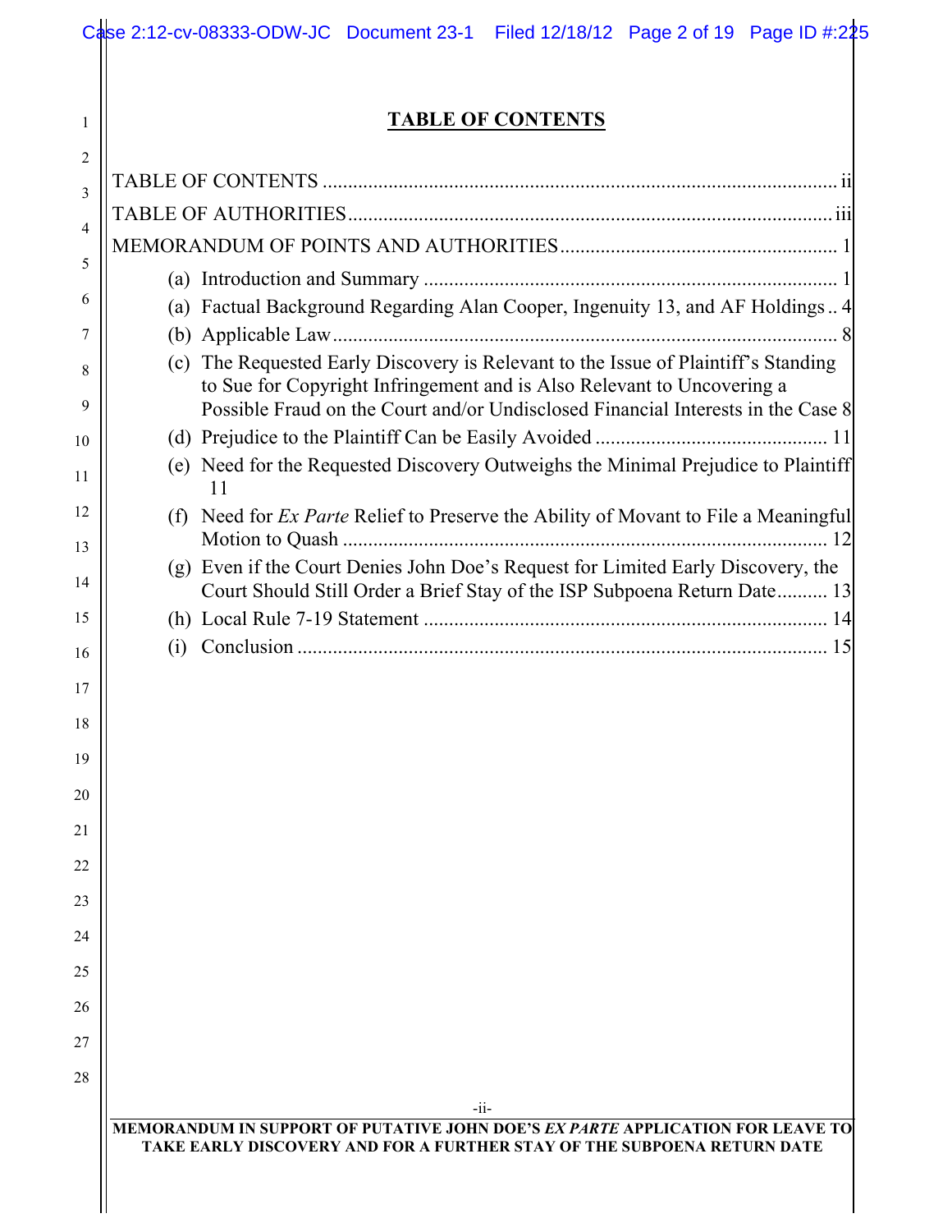# TABLE OF CONTENTS

TABLE OF CONTENTS ....................................................................................................... ii

TABLE OF AUTHORITIES ................................................................................................ iii

MEMORANDUM OF POINTS AND AUTHORITIES ........................................................ 1

- (a) Introduction and Summary .................................................................................... 1
- (a) Factual Background Regarding Alan Cooper, Ingenuity 13, and AF Holdings .. 4
- (b) Applicable Law ...................................................................................................... 8
- (c) The Requested Early Discovery is Relevant to the Issue of Plaintiff's Standing to Sue for Copyright Infringement and is Also Relevant to Uncovering a Possible Fraud on the Court and/or Undisclosed Financial Interests in the Case 8
- (d) Prejudice to the Plaintiff Can be Easily Avoided ................................................ 11
- (e) Need for the Requested Discovery Outweighs the Minimal Prejudice to Plaintiff 11
- (f) Need for *Ex Parte* Relief to Preserve the Ability of Movant to File a Meaningful Motion to Quash .................................................................................................. 12
- (g) Even if the Court Denies John Doe's Request for Limited Early Discovery, the Court Should Still Order a Brief Stay of the ISP Subpoena Return Date .......... 13
- (h) Local Rule 7-19 Statement ................................................................................... 14
- (i) Conclusion ............................................................................................................ 15

**MEMORANDUM IN SUPPORT OF PUTATIVE JOHN DOE'S *EX PARTE* APPLICATION FOR LEAVE TO TAKE EARLY DISCOVERY AND FOR A FURTHER STAY OF THE SUBPOENA RETURN DATE**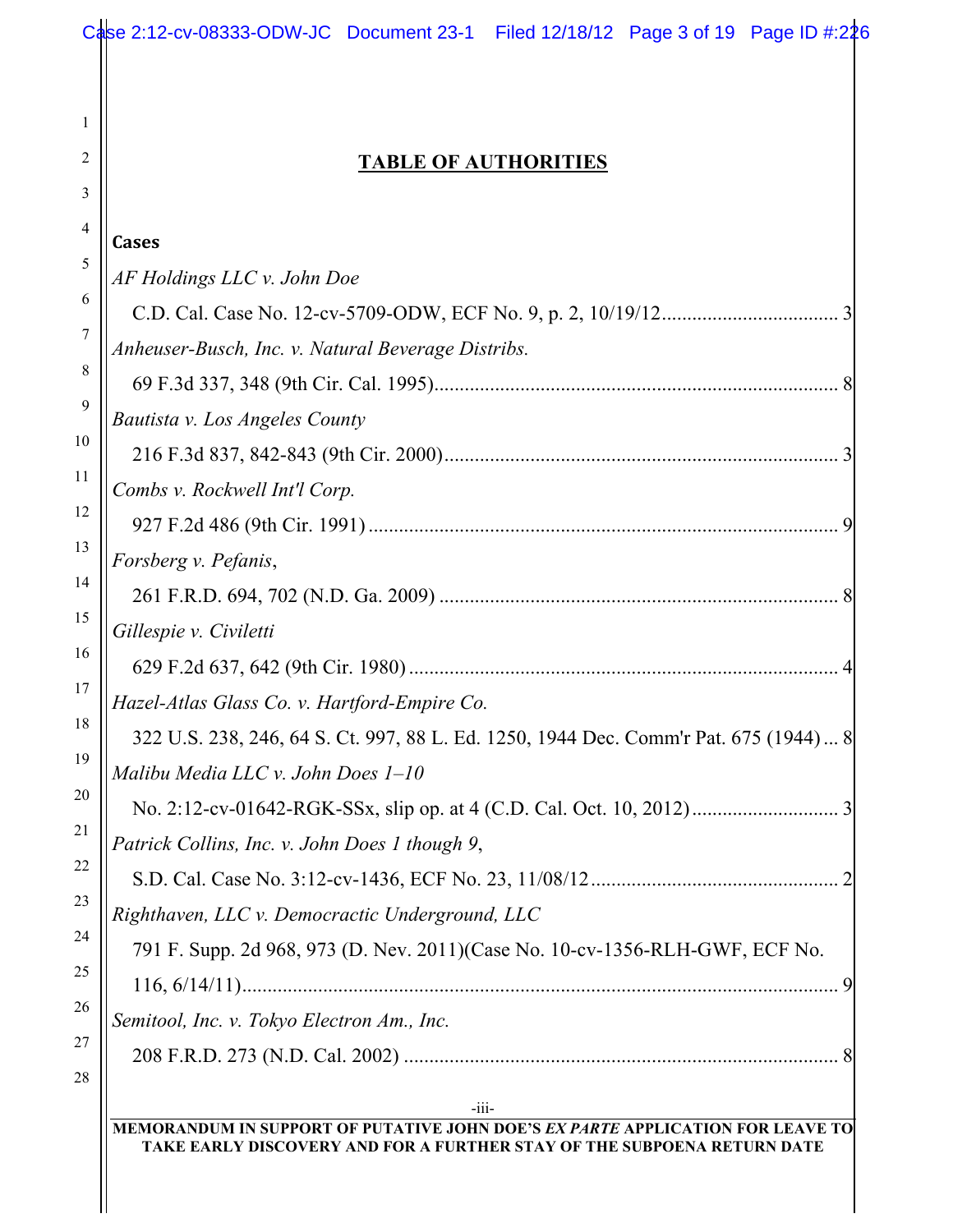## TABLE OF AUTHORITIES

**Cases**

*AF Holdings LLC v. John Doe*
C.D. Cal. Case No. 12-cv-5709-ODW, ECF No. 9, p. 2, 10/19/12 .................................. 3

*Anheuser-Busch, Inc. v. Natural Beverage Distribs.*
69 F.3d 337, 348 (9th Cir. Cal. 1995) .................................................................................. 8

*Bautista v. Los Angeles County*
216 F.3d 837, 842-843 (9th Cir. 2000) .................................................................................. 3

*Combs v. Rockwell Int'l Corp.*
927 F.2d 486 (9th Cir. 1991) .................................................................................................. 9

*Forsberg v. Pefanis*,
261 F.R.D. 694, 702 (N.D. Ga. 2009) .................................................................................. 8

*Gillespie v. Civiletti*
629 F.2d 637, 642 (9th Cir. 1980) ....................................................................................... 4

*Hazel-Atlas Glass Co. v. Hartford-Empire Co.*
322 U.S. 238, 246, 64 S. Ct. 997, 88 L. Ed. 1250, 1944 Dec. Comm'r Pat. 675 (1944) ... 8

*Malibu Media LLC v. John Does 1–10*
No. 2:12-cv-01642-RGK-SSx, slip op. at 4 (C.D. Cal. Oct. 10, 2012) ............................ 3

*Patrick Collins, Inc. v. John Does 1 though 9*,
S.D. Cal. Case No. 3:12-cv-1436, ECF No. 23, 11/08/12 ................................................ 2

*Righthaven, LLC v. Democractic Underground, LLC*
791 F. Supp. 2d 968, 973 (D. Nev. 2011)(Case No. 10-cv-1356-RLH-GWF, ECF No. 116, 6/14/11) ........................................................................................................................ 9

*Semitool, Inc. v. Tokyo Electron Am., Inc.*
208 F.R.D. 273 (N.D. Cal. 2002) ........................................................................................ 8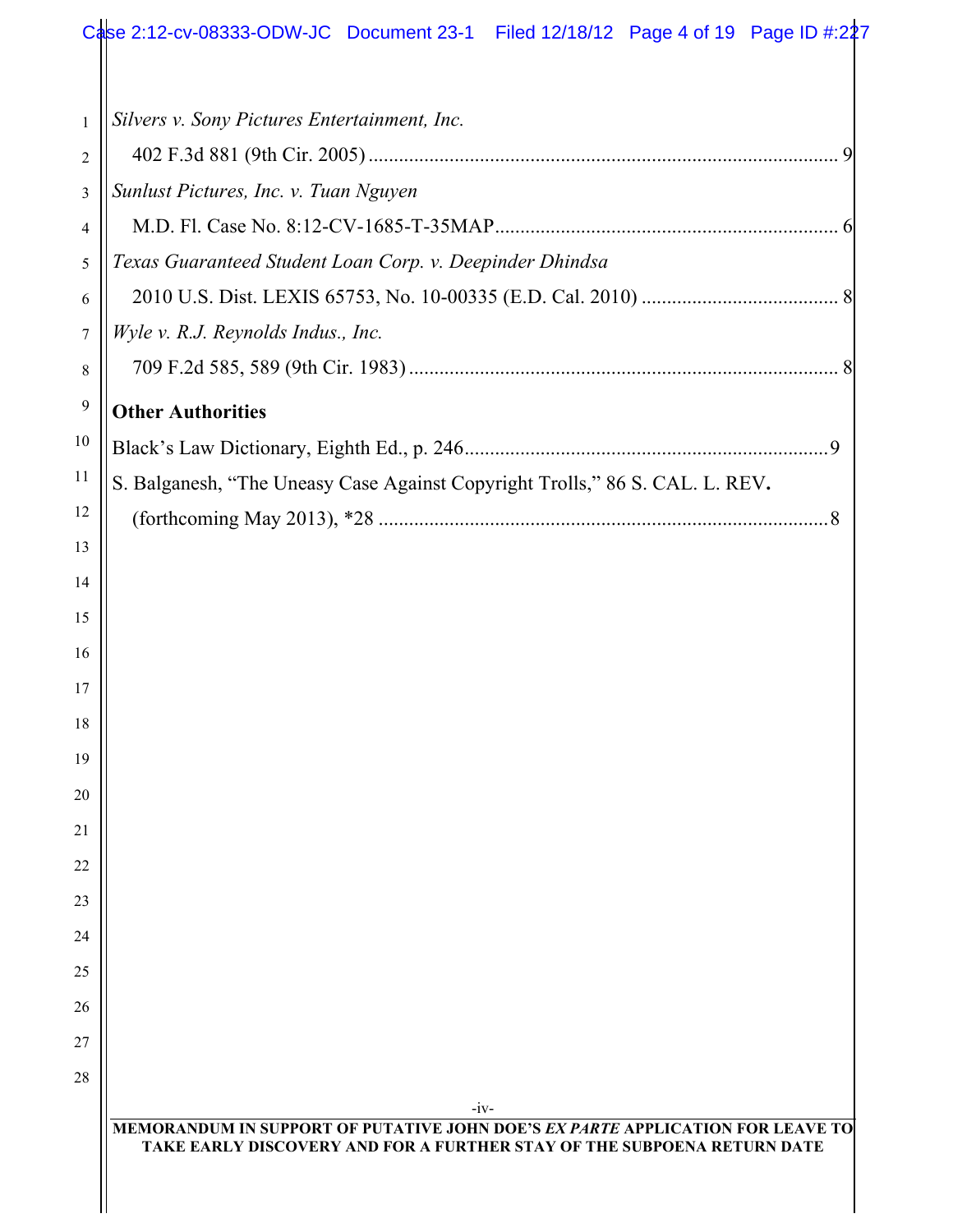*Silvers v. Sony Pictures Entertainment, Inc.*
402 F.3d 881 (9th Cir. 2005) .......................................................................................... 9

*Sunlust Pictures, Inc. v. Tuan Nguyen*
M.D. Fl. Case No. 8:12-CV-1685-T-35MAP.................................................................. 6

*Texas Guaranteed Student Loan Corp. v. Deepinder Dhindsa*
2010 U.S. Dist. LEXIS 65753, No. 10-00335 (E.D. Cal. 2010) ..................................... 8

*Wyle v. R.J. Reynolds Indus., Inc.*
709 F.2d 585, 589 (9th Cir. 1983) .................................................................................. 8

**Other Authorities**

Black's Law Dictionary, Eighth Ed., p. 246...................................................................... 9

S. Balganesh, "The Uneasy Case Against Copyright Trolls," 86 S. CAL. L. REV**.**
(forthcoming May 2013), *28 ....................................................................................... 8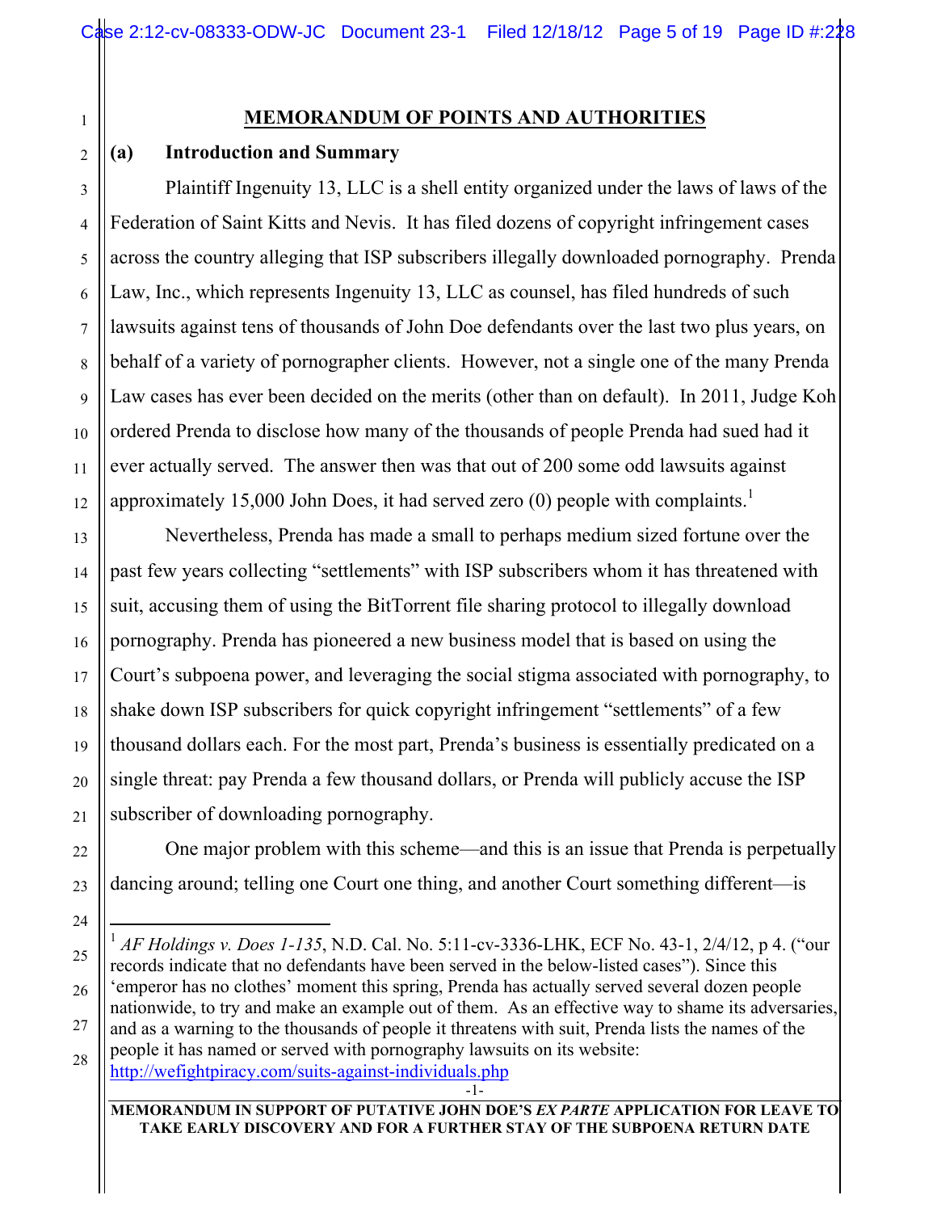## MEMORANDUM OF POINTS AND AUTHORITIES

### (a) Introduction and Summary

Plaintiff Ingenuity 13, LLC is a shell entity organized under the laws of laws of the Federation of Saint Kitts and Nevis. It has filed dozens of copyright infringement cases across the country alleging that ISP subscribers illegally downloaded pornography. Prenda Law, Inc., which represents Ingenuity 13, LLC as counsel, has filed hundreds of such lawsuits against tens of thousands of John Doe defendants over the last two plus years, on behalf of a variety of pornographer clients. However, not a single one of the many Prenda Law cases has ever been decided on the merits (other than on default). In 2011, Judge Koh ordered Prenda to disclose how many of the thousands of people Prenda had sued had it ever actually served. The answer then was that out of 200 some odd lawsuits against approximately 15,000 John Does, it had served zero (0) people with complaints.[1]

Nevertheless, Prenda has made a small to perhaps medium sized fortune over the past few years collecting "settlements" with ISP subscribers whom it has threatened with suit, accusing them of using the BitTorrent file sharing protocol to illegally download pornography. Prenda has pioneered a new business model that is based on using the Court's subpoena power, and leveraging the social stigma associated with pornography, to shake down ISP subscribers for quick copyright infringement "settlements" of a few thousand dollars each. For the most part, Prenda's business is essentially predicated on a single threat: pay Prenda a few thousand dollars, or Prenda will publicly accuse the ISP subscriber of downloading pornography.

One major problem with this scheme—and this is an issue that Prenda is perpetually dancing around; telling one Court one thing, and another Court something different—is

---

[1] *AF Holdings v. Does 1-135*, N.D. Cal. No. 5:11-cv-3336-LHK, ECF No. 43-1, 2/4/12, p 4. ("our records indicate that no defendants have been served in the below-listed cases"). Since this 'emperor has no clothes' moment this spring, Prenda has actually served several dozen people nationwide, to try and make an example out of them. As an effective way to shame its adversaries, and as a warning to the thousands of people it threatens with suit, Prenda lists the names of the people it has named or served with pornography lawsuits on its website: http://wefightpiracy.com/suits-against-individuals.php

**MEMORANDUM IN SUPPORT OF PUTATIVE JOHN DOE'S *EX PARTE* APPLICATION FOR LEAVE TO TAKE EARLY DISCOVERY AND FOR A FURTHER STAY OF THE SUBPOENA RETURN DATE**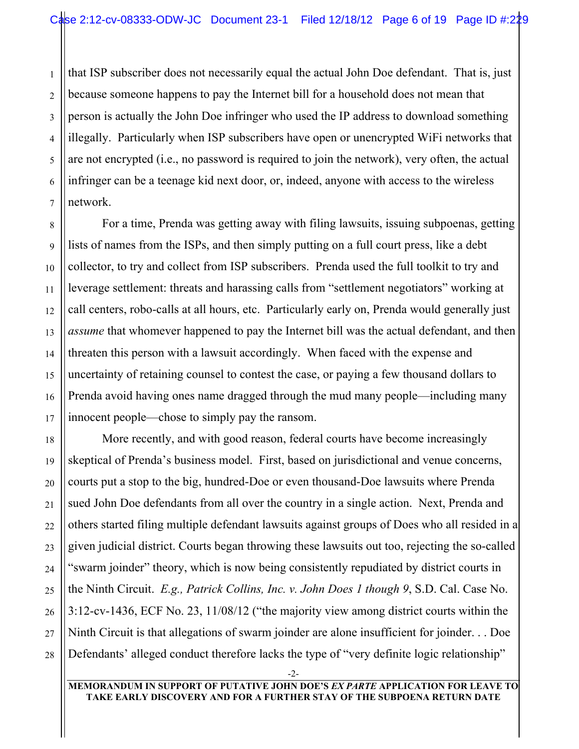that ISP subscriber does not necessarily equal the actual John Doe defendant. That is, just because someone happens to pay the Internet bill for a household does not mean that person is actually the John Doe infringer who used the IP address to download something illegally. Particularly when ISP subscribers have open or unencrypted WiFi networks that are not encrypted (i.e., no password is required to join the network), very often, the actual infringer can be a teenage kid next door, or, indeed, anyone with access to the wireless network.

For a time, Prenda was getting away with filing lawsuits, issuing subpoenas, getting lists of names from the ISPs, and then simply putting on a full court press, like a debt collector, to try and collect from ISP subscribers. Prenda used the full toolkit to try and leverage settlement: threats and harassing calls from "settlement negotiators" working at call centers, robo-calls at all hours, etc. Particularly early on, Prenda would generally just *assume* that whomever happened to pay the Internet bill was the actual defendant, and then threaten this person with a lawsuit accordingly. When faced with the expense and uncertainty of retaining counsel to contest the case, or paying a few thousand dollars to Prenda avoid having ones name dragged through the mud many people—including many innocent people—chose to simply pay the ransom.

More recently, and with good reason, federal courts have become increasingly skeptical of Prenda's business model. First, based on jurisdictional and venue concerns, courts put a stop to the big, hundred-Doe or even thousand-Doe lawsuits where Prenda sued John Doe defendants from all over the country in a single action. Next, Prenda and others started filing multiple defendant lawsuits against groups of Does who all resided in a given judicial district. Courts began throwing these lawsuits out too, rejecting the so-called "swarm joinder" theory, which is now being consistently repudiated by district courts in the Ninth Circuit. *E.g., Patrick Collins, Inc. v. John Does 1 though 9*, S.D. Cal. Case No. 3:12-cv-1436, ECF No. 23, 11/08/12 ("the majority view among district courts within the Ninth Circuit is that allegations of swarm joinder are alone insufficient for joinder. . . Doe Defendants' alleged conduct therefore lacks the type of "very definite logic relationship"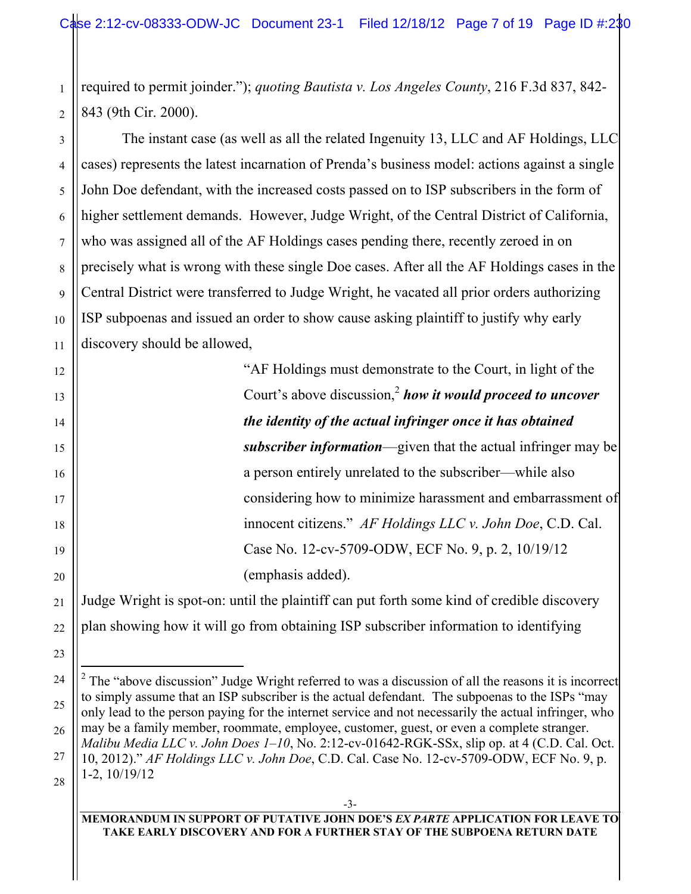required to permit joinder."); *quoting Bautista v. Los Angeles County*, 216 F.3d 837, 842-843 (9th Cir. 2000).

The instant case (as well as all the related Ingenuity 13, LLC and AF Holdings, LLC cases) represents the latest incarnation of Prenda's business model: actions against a single John Doe defendant, with the increased costs passed on to ISP subscribers in the form of higher settlement demands. However, Judge Wright, of the Central District of California, who was assigned all of the AF Holdings cases pending there, recently zeroed in on precisely what is wrong with these single Doe cases. After all the AF Holdings cases in the Central District were transferred to Judge Wright, he vacated all prior orders authorizing ISP subpoenas and issued an order to show cause asking plaintiff to justify why early discovery should be allowed,

> "AF Holdings must demonstrate to the Court, in light of the Court's above discussion,[2] ***how it would proceed to uncover the identity of the actual infringer once it has obtained subscriber information***—given that the actual infringer may be a person entirely unrelated to the subscriber—while also considering how to minimize harassment and embarrassment of innocent citizens." *AF Holdings LLC v. John Doe*, C.D. Cal. Case No. 12-cv-5709-ODW, ECF No. 9, p. 2, 10/19/12 (emphasis added).

Judge Wright is spot-on: until the plaintiff can put forth some kind of credible discovery plan showing how it will go from obtaining ISP subscriber information to identifying

---

[2] The "above discussion" Judge Wright referred to was a discussion of all the reasons it is incorrect to simply assume that an ISP subscriber is the actual defendant. The subpoenas to the ISPs "may only lead to the person paying for the internet service and not necessarily the actual infringer, who may be a family member, roommate, employee, customer, guest, or even a complete stranger. *Malibu Media LLC v. John Does 1–10*, No. 2:12-cv-01642-RGK-SSx, slip op. at 4 (C.D. Cal. Oct. 10, 2012)." *AF Holdings LLC v. John Doe*, C.D. Cal. Case No. 12-cv-5709-ODW, ECF No. 9, p. 1-2, 10/19/12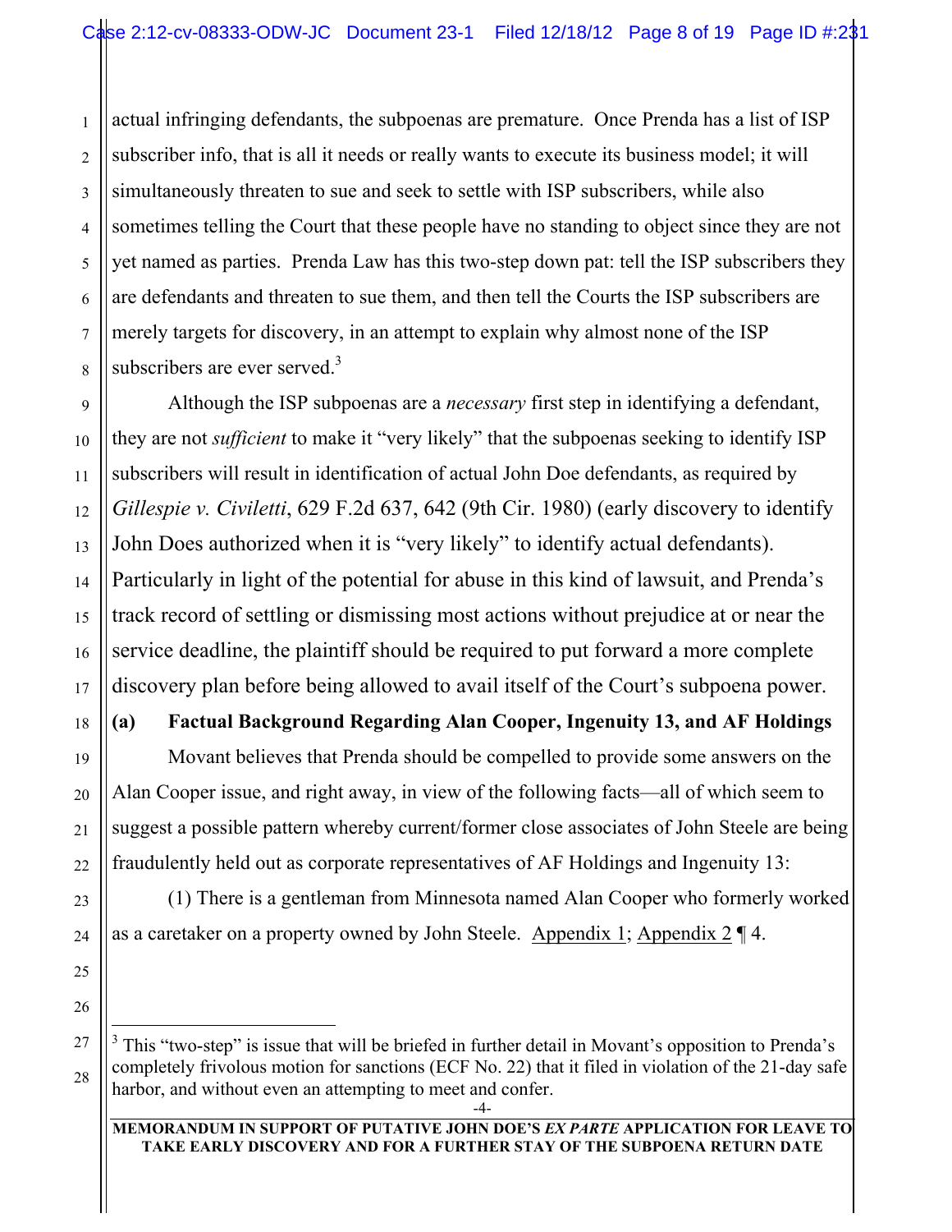actual infringing defendants, the subpoenas are premature. Once Prenda has a list of ISP subscriber info, that is all it needs or really wants to execute its business model; it will simultaneously threaten to sue and seek to settle with ISP subscribers, while also sometimes telling the Court that these people have no standing to object since they are not yet named as parties. Prenda Law has this two-step down pat: tell the ISP subscribers they are defendants and threaten to sue them, and then tell the Courts the ISP subscribers are merely targets for discovery, in an attempt to explain why almost none of the ISP subscribers are ever served.[3]

Although the ISP subpoenas are a *necessary* first step in identifying a defendant, they are not *sufficient* to make it "very likely" that the subpoenas seeking to identify ISP subscribers will result in identification of actual John Doe defendants, as required by *Gillespie v. Civiletti*, 629 F.2d 637, 642 (9th Cir. 1980) (early discovery to identify John Does authorized when it is "very likely" to identify actual defendants). Particularly in light of the potential for abuse in this kind of lawsuit, and Prenda's track record of settling or dismissing most actions without prejudice at or near the service deadline, the plaintiff should be required to put forward a more complete discovery plan before being allowed to avail itself of the Court's subpoena power.

**(a) Factual Background Regarding Alan Cooper, Ingenuity 13, and AF Holdings**

Movant believes that Prenda should be compelled to provide some answers on the Alan Cooper issue, and right away, in view of the following facts—all of which seem to suggest a possible pattern whereby current/former close associates of John Steele are being fraudulently held out as corporate representatives of AF Holdings and Ingenuity 13:

(1) There is a gentleman from Minnesota named Alan Cooper who formerly worked as a caretaker on a property owned by John Steele. Appendix 1; Appendix 2 ¶ 4.

[3] This "two-step" is issue that will be briefed in further detail in Movant's opposition to Prenda's completely frivolous motion for sanctions (ECF No. 22) that it filed in violation of the 21-day safe harbor, and without even an attempting to meet and confer.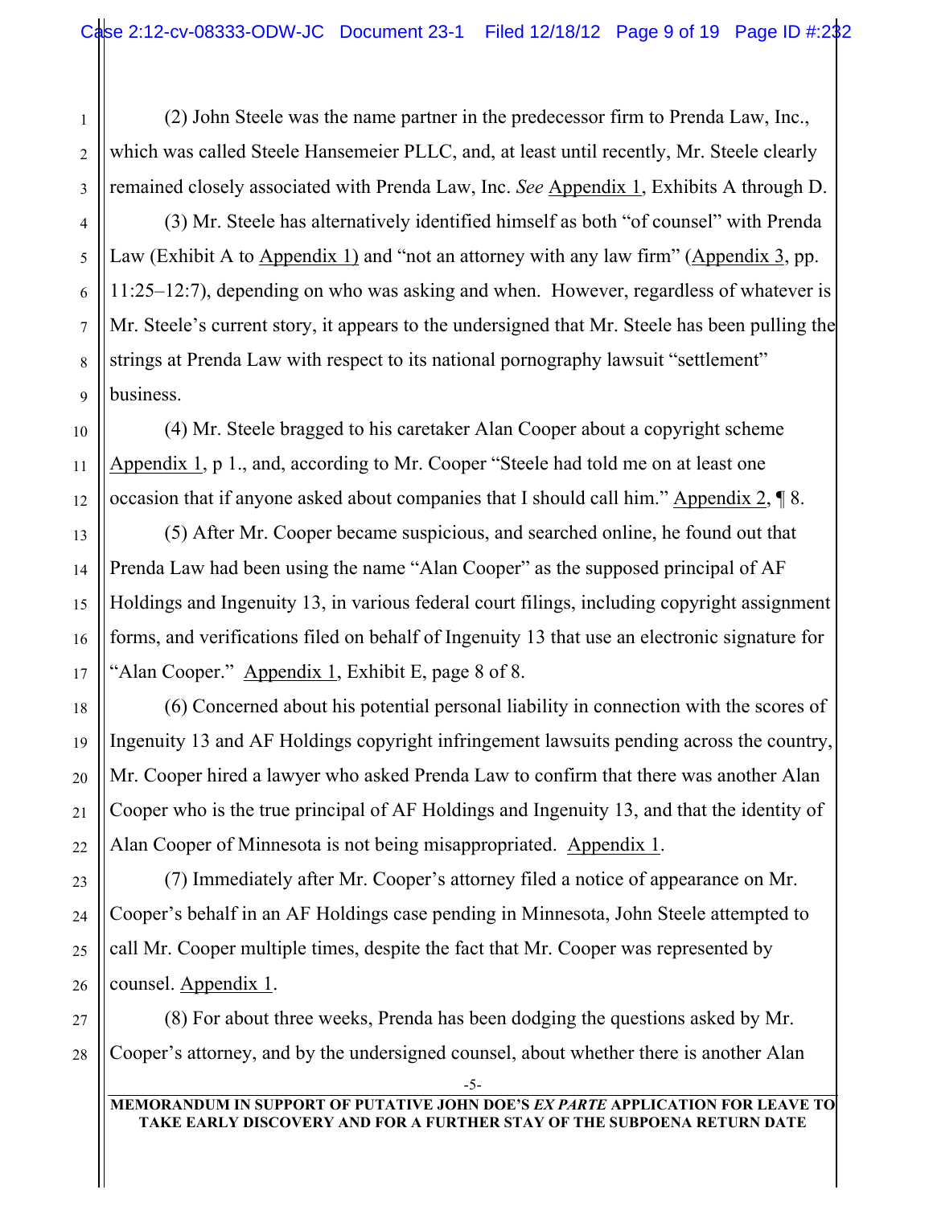(2) John Steele was the name partner in the predecessor firm to Prenda Law, Inc., which was called Steele Hansemeier PLLC, and, at least until recently, Mr. Steele clearly remained closely associated with Prenda Law, Inc. *See* Appendix 1, Exhibits A through D.

(3) Mr. Steele has alternatively identified himself as both "of counsel" with Prenda Law (Exhibit A to Appendix 1) and "not an attorney with any law firm" (Appendix 3, pp. 11:25–12:7), depending on who was asking and when. However, regardless of whatever is Mr. Steele's current story, it appears to the undersigned that Mr. Steele has been pulling the strings at Prenda Law with respect to its national pornography lawsuit "settlement" business.

(4) Mr. Steele bragged to his caretaker Alan Cooper about a copyright scheme Appendix 1, p 1., and, according to Mr. Cooper "Steele had told me on at least one occasion that if anyone asked about companies that I should call him." Appendix 2, ¶ 8.

(5) After Mr. Cooper became suspicious, and searched online, he found out that Prenda Law had been using the name "Alan Cooper" as the supposed principal of AF Holdings and Ingenuity 13, in various federal court filings, including copyright assignment forms, and verifications filed on behalf of Ingenuity 13 that use an electronic signature for "Alan Cooper." Appendix 1, Exhibit E, page 8 of 8.

(6) Concerned about his potential personal liability in connection with the scores of Ingenuity 13 and AF Holdings copyright infringement lawsuits pending across the country, Mr. Cooper hired a lawyer who asked Prenda Law to confirm that there was another Alan Cooper who is the true principal of AF Holdings and Ingenuity 13, and that the identity of Alan Cooper of Minnesota is not being misappropriated. Appendix 1.

(7) Immediately after Mr. Cooper's attorney filed a notice of appearance on Mr. Cooper's behalf in an AF Holdings case pending in Minnesota, John Steele attempted to call Mr. Cooper multiple times, despite the fact that Mr. Cooper was represented by counsel. Appendix 1.

(8) For about three weeks, Prenda has been dodging the questions asked by Mr. Cooper's attorney, and by the undersigned counsel, about whether there is another Alan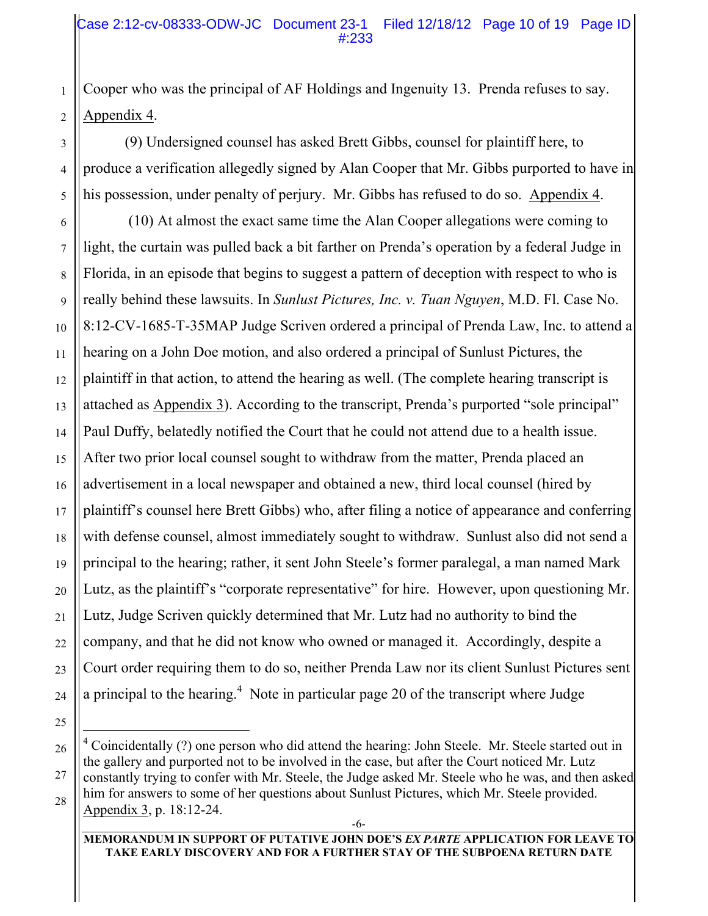Cooper who was the principal of AF Holdings and Ingenuity 13. Prenda refuses to say. Appendix 4.

(9) Undersigned counsel has asked Brett Gibbs, counsel for plaintiff here, to produce a verification allegedly signed by Alan Cooper that Mr. Gibbs purported to have in his possession, under penalty of perjury. Mr. Gibbs has refused to do so. Appendix 4.

(10) At almost the exact same time the Alan Cooper allegations were coming to light, the curtain was pulled back a bit farther on Prenda's operation by a federal Judge in Florida, in an episode that begins to suggest a pattern of deception with respect to who is really behind these lawsuits. In *Sunlust Pictures, Inc. v. Tuan Nguyen*, M.D. Fl. Case No. 8:12-CV-1685-T-35MAP Judge Scriven ordered a principal of Prenda Law, Inc. to attend a hearing on a John Doe motion, and also ordered a principal of Sunlust Pictures, the plaintiff in that action, to attend the hearing as well. (The complete hearing transcript is attached as Appendix 3). According to the transcript, Prenda's purported "sole principal" Paul Duffy, belatedly notified the Court that he could not attend due to a health issue. After two prior local counsel sought to withdraw from the matter, Prenda placed an advertisement in a local newspaper and obtained a new, third local counsel (hired by plaintiff's counsel here Brett Gibbs) who, after filing a notice of appearance and conferring with defense counsel, almost immediately sought to withdraw. Sunlust also did not send a principal to the hearing; rather, it sent John Steele's former paralegal, a man named Mark Lutz, as the plaintiff's "corporate representative" for hire. However, upon questioning Mr. Lutz, Judge Scriven quickly determined that Mr. Lutz had no authority to bind the company, and that he did not know who owned or managed it. Accordingly, despite a Court order requiring them to do so, neither Prenda Law nor its client Sunlust Pictures sent a principal to the hearing.[4] Note in particular page 20 of the transcript where Judge

---

[4] Coincidentally (?) one person who did attend the hearing: John Steele. Mr. Steele started out in the gallery and purported not to be involved in the case, but after the Court noticed Mr. Lutz constantly trying to confer with Mr. Steele, the Judge asked Mr. Steele who he was, and then asked him for answers to some of her questions about Sunlust Pictures, which Mr. Steele provided. Appendix 3, p. 18:12-24.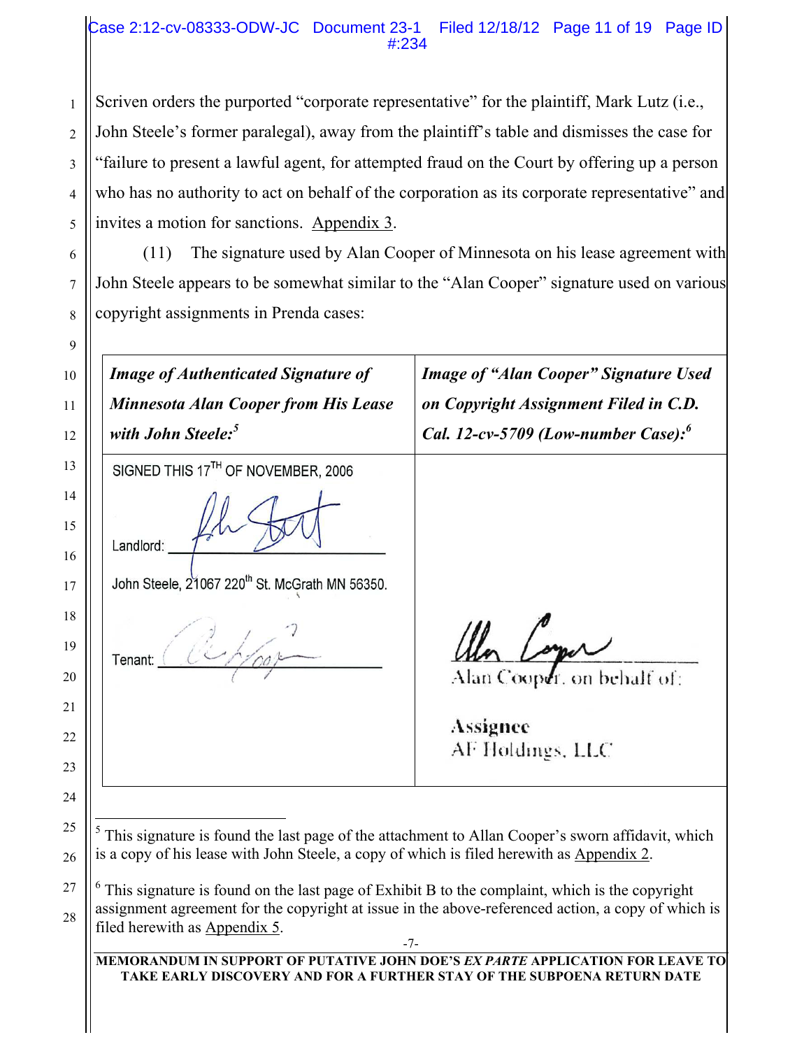Scriven orders the purported "corporate representative" for the plaintiff, Mark Lutz (i.e., John Steele's former paralegal), away from the plaintiff's table and dismisses the case for "failure to present a lawful agent, for attempted fraud on the Court by offering up a person who has no authority to act on behalf of the corporation as its corporate representative" and invites a motion for sanctions. Appendix 3.

(11) The signature used by Alan Cooper of Minnesota on his lease agreement with John Steele appears to be somewhat similar to the "Alan Cooper" signature used on various copyright assignments in Prenda cases:

| *Image of Authenticated Signature of Minnesota Alan Cooper from His Lease with John Steele:*[5] | *Image of "Alan Cooper" Signature Used on Copyright Assignment Filed in C.D. Cal. 12-cv-5709 (Low-number Case):*[6] |
|---|---|
| SIGNED THIS 17[TH] OF NOVEMBER, 2006<br><br>Landlord: ______<br><br>John Steele, 21067 220[th] St. McGrath MN 56350.<br><br>Tenant: ______ | ______<br>Alan Cooper, on behalf of:<br><br>Assignee<br>AF Holdings, LLC |

[5] This signature is found the last page of the attachment to Allan Cooper's sworn affidavit, which is a copy of his lease with John Steele, a copy of which is filed herewith as Appendix 2.

[6] This signature is found on the last page of Exhibit B to the complaint, which is the copyright assignment agreement for the copyright at issue in the above-referenced action, a copy of which is filed herewith as Appendix 5.

**MEMORANDUM IN SUPPORT OF PUTATIVE JOHN DOE'S *EX PARTE* APPLICATION FOR LEAVE TO TAKE EARLY DISCOVERY AND FOR A FURTHER STAY OF THE SUBPOENA RETURN DATE**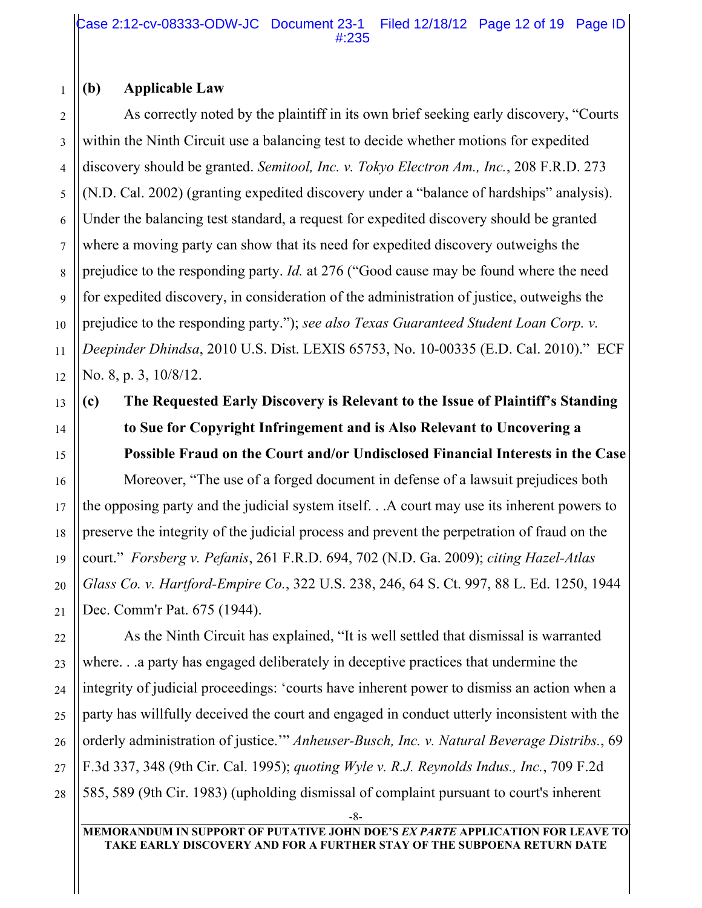**(b) Applicable Law**

As correctly noted by the plaintiff in its own brief seeking early discovery, "Courts within the Ninth Circuit use a balancing test to decide whether motions for expedited discovery should be granted. *Semitool, Inc. v. Tokyo Electron Am., Inc.*, 208 F.R.D. 273 (N.D. Cal. 2002) (granting expedited discovery under a "balance of hardships" analysis). Under the balancing test standard, a request for expedited discovery should be granted where a moving party can show that its need for expedited discovery outweighs the prejudice to the responding party. *Id.* at 276 ("Good cause may be found where the need for expedited discovery, in consideration of the administration of justice, outweighs the prejudice to the responding party."); *see also Texas Guaranteed Student Loan Corp. v. Deepinder Dhindsa*, 2010 U.S. Dist. LEXIS 65753, No. 10-00335 (E.D. Cal. 2010)." ECF No. 8, p. 3, 10/8/12.

**(c) The Requested Early Discovery is Relevant to the Issue of Plaintiff's Standing to Sue for Copyright Infringement and is Also Relevant to Uncovering a Possible Fraud on the Court and/or Undisclosed Financial Interests in the Case**

Moreover, "The use of a forged document in defense of a lawsuit prejudices both the opposing party and the judicial system itself. . .A court may use its inherent powers to preserve the integrity of the judicial process and prevent the perpetration of fraud on the court." *Forsberg v. Pefanis*, 261 F.R.D. 694, 702 (N.D. Ga. 2009); *citing Hazel-Atlas Glass Co. v. Hartford-Empire Co.*, 322 U.S. 238, 246, 64 S. Ct. 997, 88 L. Ed. 1250, 1944 Dec. Comm'r Pat. 675 (1944).

As the Ninth Circuit has explained, "It is well settled that dismissal is warranted where. . .a party has engaged deliberately in deceptive practices that undermine the integrity of judicial proceedings: 'courts have inherent power to dismiss an action when a party has willfully deceived the court and engaged in conduct utterly inconsistent with the orderly administration of justice.'" *Anheuser-Busch, Inc. v. Natural Beverage Distribs.*, 69 F.3d 337, 348 (9th Cir. Cal. 1995); *quoting Wyle v. R.J. Reynolds Indus., Inc.*, 709 F.2d 585, 589 (9th Cir. 1983) (upholding dismissal of complaint pursuant to court's inherent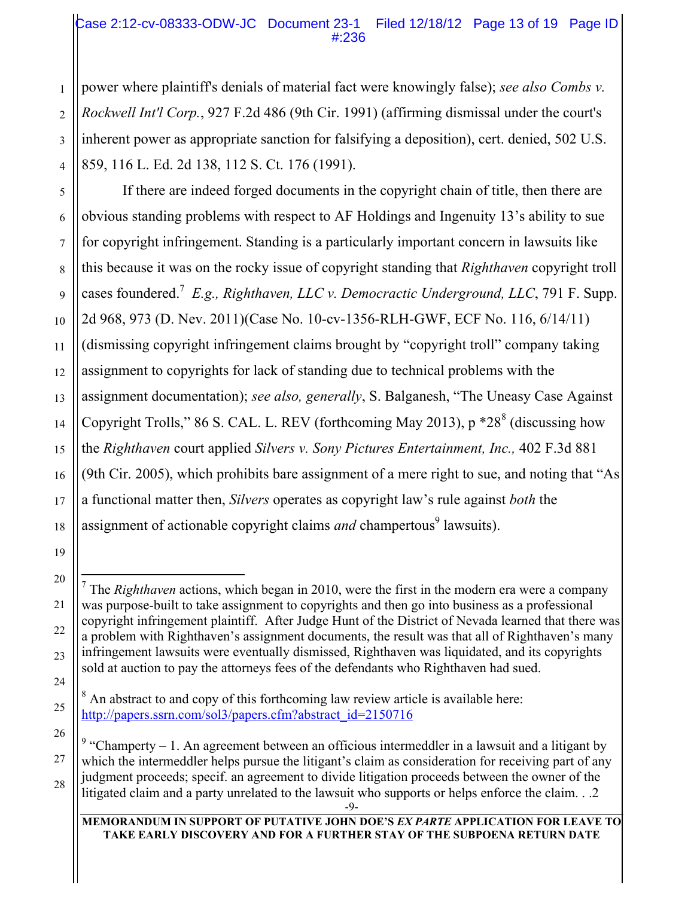power where plaintiff's denials of material fact were knowingly false); *see also Combs v. Rockwell Int'l Corp.*, 927 F.2d 486 (9th Cir. 1991) (affirming dismissal under the court's inherent power as appropriate sanction for falsifying a deposition), cert. denied, 502 U.S. 859, 116 L. Ed. 2d 138, 112 S. Ct. 176 (1991).

If there are indeed forged documents in the copyright chain of title, then there are obvious standing problems with respect to AF Holdings and Ingenuity 13's ability to sue for copyright infringement. Standing is a particularly important concern in lawsuits like this because it was on the rocky issue of copyright standing that *Righthaven* copyright troll cases foundered.[7] *E.g., Righthaven, LLC v. Democractic Underground, LLC*, 791 F. Supp. 2d 968, 973 (D. Nev. 2011)(Case No. 10-cv-1356-RLH-GWF, ECF No. 116, 6/14/11) (dismissing copyright infringement claims brought by "copyright troll" company taking assignment to copyrights for lack of standing due to technical problems with the assignment documentation); *see also, generally*, S. Balganesh, "The Uneasy Case Against Copyright Trolls," 86 S. CAL. L. REV (forthcoming May 2013), p *28[8] (discussing how the *Righthaven* court applied *Silvers v. Sony Pictures Entertainment, Inc.,* 402 F.3d 881 (9th Cir. 2005), which prohibits bare assignment of a mere right to sue, and noting that "As a functional matter then, *Silvers* operates as copyright law's rule against *both* the assignment of actionable copyright claims *and* champertous[9] lawsuits).

---

[7] The *Righthaven* actions, which began in 2010, were the first in the modern era were a company was purpose-built to take assignment to copyrights and then go into business as a professional copyright infringement plaintiff. After Judge Hunt of the District of Nevada learned that there was a problem with Righthaven's assignment documents, the result was that all of Righthaven's many infringement lawsuits were eventually dismissed, Righthaven was liquidated, and its copyrights sold at auction to pay the attorneys fees of the defendants who Righthaven had sued.

[8] An abstract to and copy of this forthcoming law review article is available here: http://papers.ssrn.com/sol3/papers.cfm?abstract_id=2150716

[9] "Champerty – 1. An agreement between an officious intermeddler in a lawsuit and a litigant by which the intermeddler helps pursue the litigant's claim as consideration for receiving part of any judgment proceeds; specif. an agreement to divide litigation proceeds between the owner of the litigated claim and a party unrelated to the lawsuit who supports or helps enforce the claim. . .2

**MEMORANDUM IN SUPPORT OF PUTATIVE JOHN DOE'S *EX PARTE* APPLICATION FOR LEAVE TO TAKE EARLY DISCOVERY AND FOR A FURTHER STAY OF THE SUBPOENA RETURN DATE**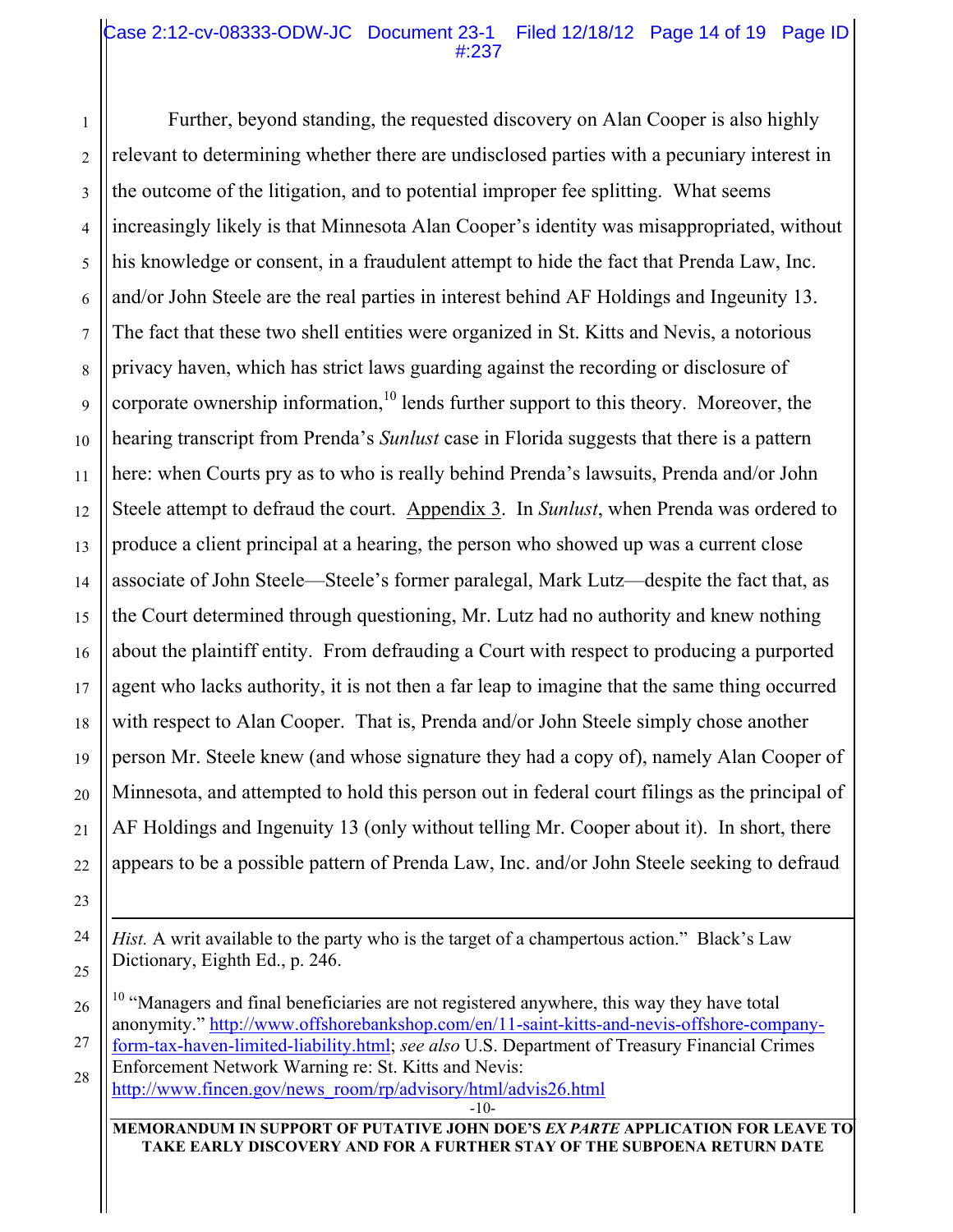Further, beyond standing, the requested discovery on Alan Cooper is also highly relevant to determining whether there are undisclosed parties with a pecuniary interest in the outcome of the litigation, and to potential improper fee splitting. What seems increasingly likely is that Minnesota Alan Cooper's identity was misappropriated, without his knowledge or consent, in a fraudulent attempt to hide the fact that Prenda Law, Inc. and/or John Steele are the real parties in interest behind AF Holdings and Ingeunity 13. The fact that these two shell entities were organized in St. Kitts and Nevis, a notorious privacy haven, which has strict laws guarding against the recording or disclosure of corporate ownership information,[10] lends further support to this theory. Moreover, the hearing transcript from Prenda's *Sunlust* case in Florida suggests that there is a pattern here: when Courts pry as to who is really behind Prenda's lawsuits, Prenda and/or John Steele attempt to defraud the court. Appendix 3. In *Sunlust*, when Prenda was ordered to produce a client principal at a hearing, the person who showed up was a current close associate of John Steele—Steele's former paralegal, Mark Lutz—despite the fact that, as the Court determined through questioning, Mr. Lutz had no authority and knew nothing about the plaintiff entity. From defrauding a Court with respect to producing a purported agent who lacks authority, it is not then a far leap to imagine that the same thing occurred with respect to Alan Cooper. That is, Prenda and/or John Steele simply chose another person Mr. Steele knew (and whose signature they had a copy of), namely Alan Cooper of Minnesota, and attempted to hold this person out in federal court filings as the principal of AF Holdings and Ingenuity 13 (only without telling Mr. Cooper about it). In short, there appears to be a possible pattern of Prenda Law, Inc. and/or John Steele seeking to defraud

---

*Hist.* A writ available to the party who is the target of a champertous action." Black's Law Dictionary, Eighth Ed., p. 246.

[10] "Managers and final beneficiaries are not registered anywhere, this way they have total anonymity." http://www.offshorebankshop.com/en/11-saint-kitts-and-nevis-offshore-company-form-tax-haven-limited-liability.html; *see also* U.S. Department of Treasury Financial Crimes Enforcement Network Warning re: St. Kitts and Nevis: http://www.fincen.gov/news_room/rp/advisory/html/advis26.html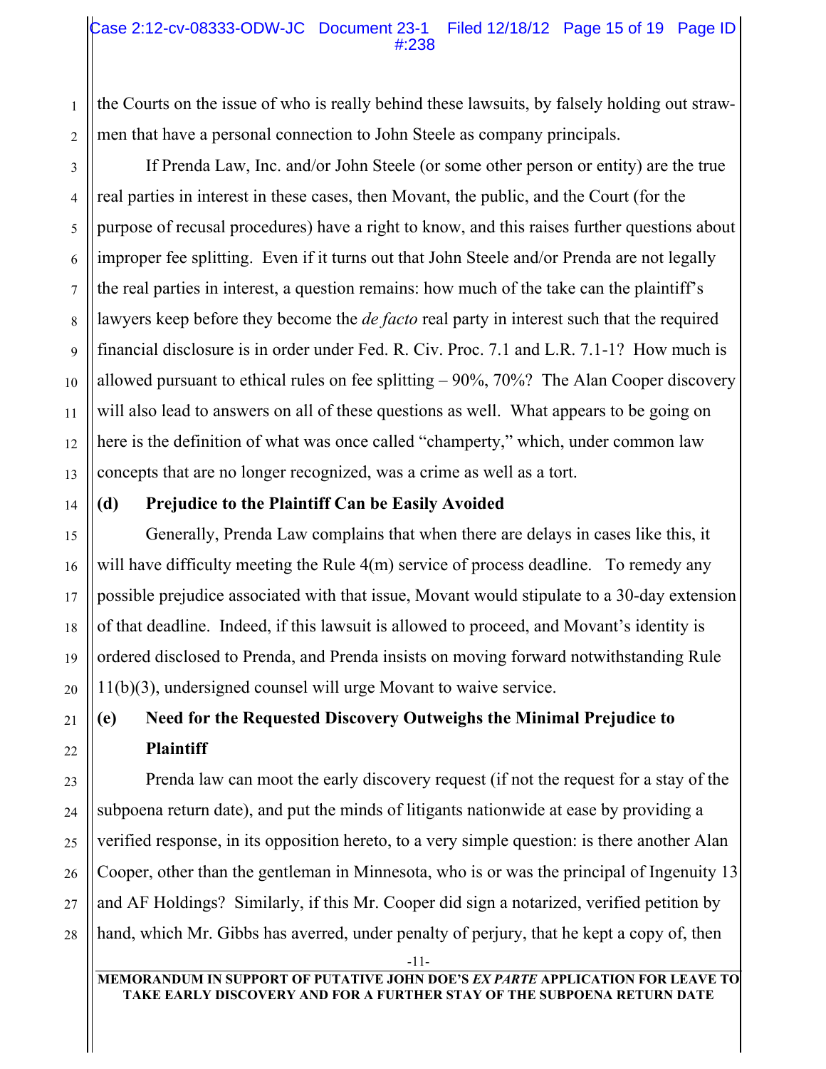the Courts on the issue of who is really behind these lawsuits, by falsely holding out straw-men that have a personal connection to John Steele as company principals.

If Prenda Law, Inc. and/or John Steele (or some other person or entity) are the true real parties in interest in these cases, then Movant, the public, and the Court (for the purpose of recusal procedures) have a right to know, and this raises further questions about improper fee splitting. Even if it turns out that John Steele and/or Prenda are not legally the real parties in interest, a question remains: how much of the take can the plaintiff's lawyers keep before they become the *de facto* real party in interest such that the required financial disclosure is in order under Fed. R. Civ. Proc. 7.1 and L.R. 7.1-1? How much is allowed pursuant to ethical rules on fee splitting – 90%, 70%? The Alan Cooper discovery will also lead to answers on all of these questions as well. What appears to be going on here is the definition of what was once called "champerty," which, under common law concepts that are no longer recognized, was a crime as well as a tort.

**(d) Prejudice to the Plaintiff Can be Easily Avoided**

Generally, Prenda Law complains that when there are delays in cases like this, it will have difficulty meeting the Rule 4(m) service of process deadline. To remedy any possible prejudice associated with that issue, Movant would stipulate to a 30-day extension of that deadline. Indeed, if this lawsuit is allowed to proceed, and Movant's identity is ordered disclosed to Prenda, and Prenda insists on moving forward notwithstanding Rule 11(b)(3), undersigned counsel will urge Movant to waive service.

**(e) Need for the Requested Discovery Outweighs the Minimal Prejudice to Plaintiff**

Prenda law can moot the early discovery request (if not the request for a stay of the subpoena return date), and put the minds of litigants nationwide at ease by providing a verified response, in its opposition hereto, to a very simple question: is there another Alan Cooper, other than the gentleman in Minnesota, who is or was the principal of Ingenuity 13 and AF Holdings? Similarly, if this Mr. Cooper did sign a notarized, verified petition by hand, which Mr. Gibbs has averred, under penalty of perjury, that he kept a copy of, then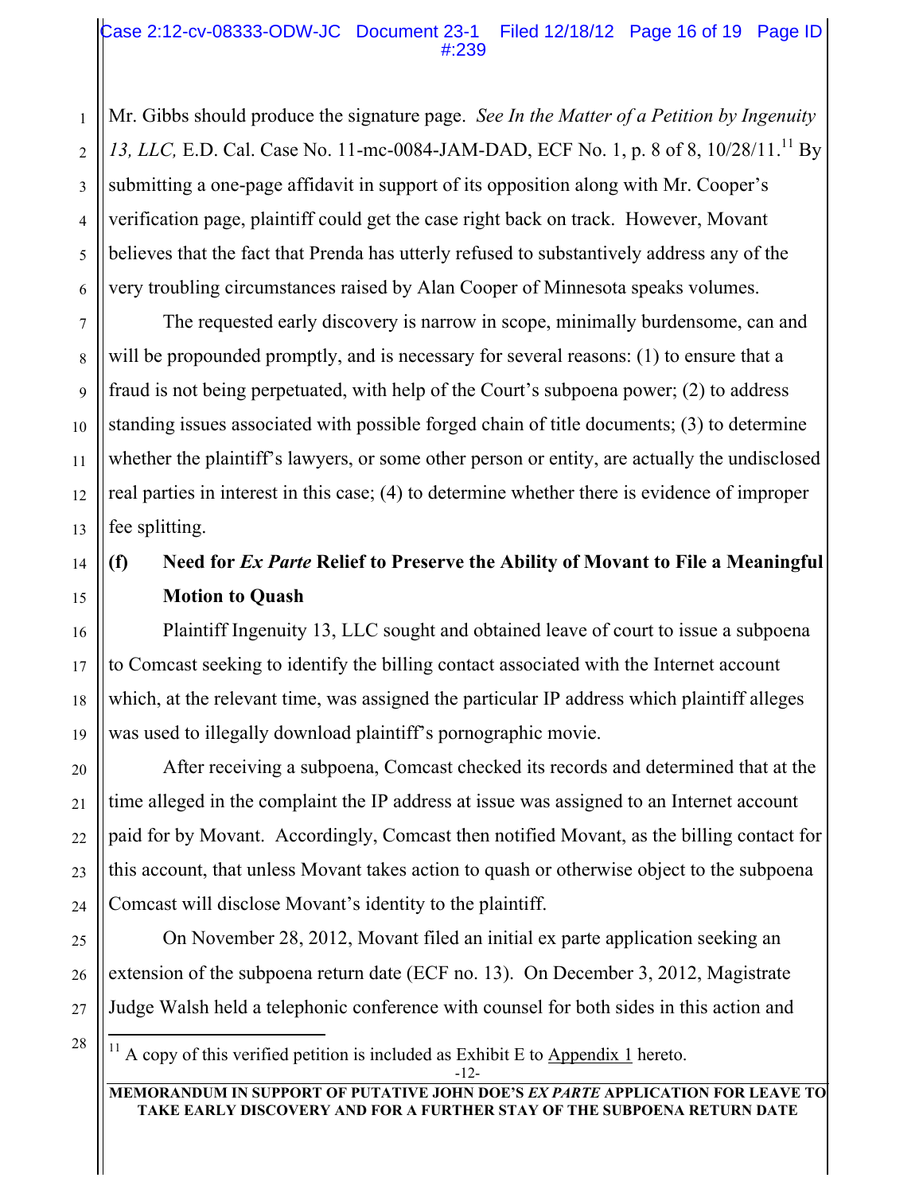Mr. Gibbs should produce the signature page. *See In the Matter of a Petition by Ingenuity 13, LLC,* E.D. Cal. Case No. 11-mc-0084-JAM-DAD, ECF No. 1, p. 8 of 8, 10/28/11.[11] By submitting a one-page affidavit in support of its opposition along with Mr. Cooper's verification page, plaintiff could get the case right back on track. However, Movant believes that the fact that Prenda has utterly refused to substantively address any of the very troubling circumstances raised by Alan Cooper of Minnesota speaks volumes.

The requested early discovery is narrow in scope, minimally burdensome, can and will be propounded promptly, and is necessary for several reasons: (1) to ensure that a fraud is not being perpetuated, with help of the Court's subpoena power; (2) to address standing issues associated with possible forged chain of title documents; (3) to determine whether the plaintiff's lawyers, or some other person or entity, are actually the undisclosed real parties in interest in this case; (4) to determine whether there is evidence of improper fee splitting.

**(f) Need for *Ex Parte* Relief to Preserve the Ability of Movant to File a Meaningful Motion to Quash**

Plaintiff Ingenuity 13, LLC sought and obtained leave of court to issue a subpoena to Comcast seeking to identify the billing contact associated with the Internet account which, at the relevant time, was assigned the particular IP address which plaintiff alleges was used to illegally download plaintiff's pornographic movie.

After receiving a subpoena, Comcast checked its records and determined that at the time alleged in the complaint the IP address at issue was assigned to an Internet account paid for by Movant. Accordingly, Comcast then notified Movant, as the billing contact for this account, that unless Movant takes action to quash or otherwise object to the subpoena Comcast will disclose Movant's identity to the plaintiff.

On November 28, 2012, Movant filed an initial ex parte application seeking an extension of the subpoena return date (ECF no. 13). On December 3, 2012, Magistrate Judge Walsh held a telephonic conference with counsel for both sides in this action and

[11] A copy of this verified petition is included as Exhibit E to Appendix 1 hereto.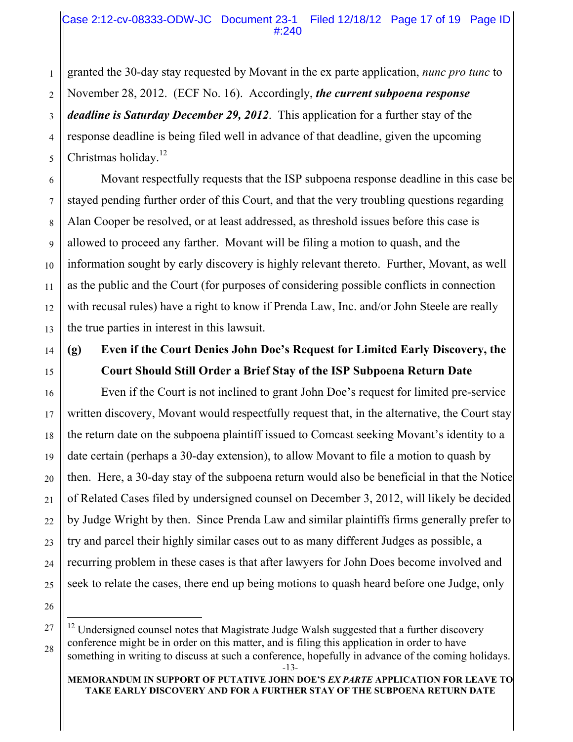granted the 30-day stay requested by Movant in the ex parte application, *nunc pro tunc* to November 28, 2012. (ECF No. 16). Accordingly, ***the current subpoena response deadline is Saturday December 29, 2012***. This application for a further stay of the response deadline is being filed well in advance of that deadline, given the upcoming Christmas holiday.[12]

Movant respectfully requests that the ISP subpoena response deadline in this case be stayed pending further order of this Court, and that the very troubling questions regarding Alan Cooper be resolved, or at least addressed, as threshold issues before this case is allowed to proceed any farther. Movant will be filing a motion to quash, and the information sought by early discovery is highly relevant thereto. Further, Movant, as well as the public and the Court (for purposes of considering possible conflicts in connection with recusal rules) have a right to know if Prenda Law, Inc. and/or John Steele are really the true parties in interest in this lawsuit.

**(g) Even if the Court Denies John Doe's Request for Limited Early Discovery, the Court Should Still Order a Brief Stay of the ISP Subpoena Return Date**

Even if the Court is not inclined to grant John Doe's request for limited pre-service written discovery, Movant would respectfully request that, in the alternative, the Court stay the return date on the subpoena plaintiff issued to Comcast seeking Movant's identity to a date certain (perhaps a 30-day extension), to allow Movant to file a motion to quash by then. Here, a 30-day stay of the subpoena return would also be beneficial in that the Notice of Related Cases filed by undersigned counsel on December 3, 2012, will likely be decided by Judge Wright by then. Since Prenda Law and similar plaintiffs firms generally prefer to try and parcel their highly similar cases out to as many different Judges as possible, a recurring problem in these cases is that after lawyers for John Does become involved and seek to relate the cases, there end up being motions to quash heard before one Judge, only

---

[12] Undersigned counsel notes that Magistrate Judge Walsh suggested that a further discovery conference might be in order on this matter, and is filing this application in order to have something in writing to discuss at such a conference, hopefully in advance of the coming holidays.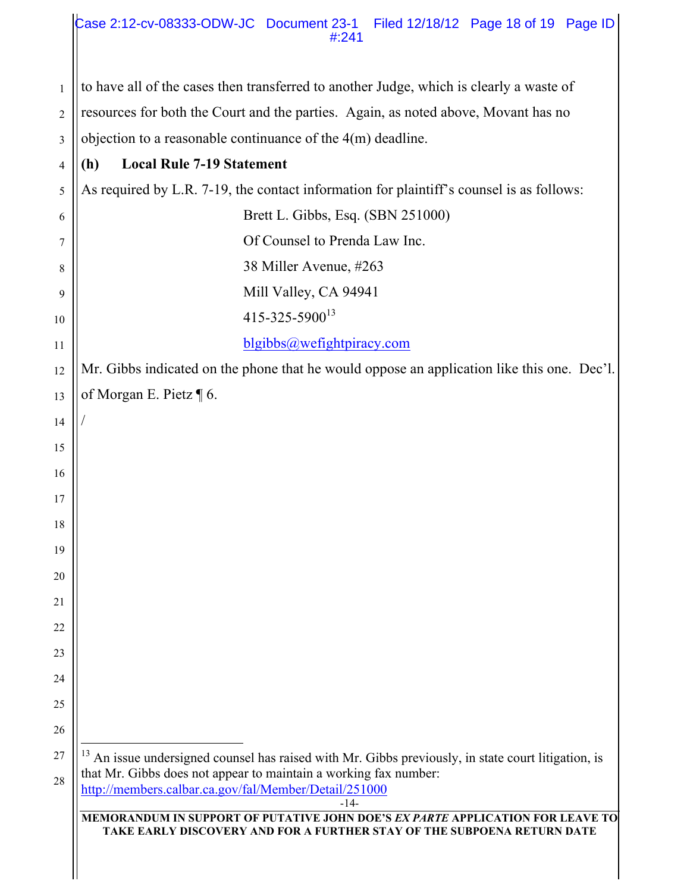to have all of the cases then transferred to another Judge, which is clearly a waste of resources for both the Court and the parties. Again, as noted above, Movant has no objection to a reasonable continuance of the 4(m) deadline.

**(h) Local Rule 7-19 Statement**

As required by L.R. 7-19, the contact information for plaintiff's counsel is as follows:

Brett L. Gibbs, Esq. (SBN 251000)
Of Counsel to Prenda Law Inc.
38 Miller Avenue, #263
Mill Valley, CA 94941
415-325-5900[13]
blgibbs@wefightpiracy.com

Mr. Gibbs indicated on the phone that he would oppose an application like this one. Dec'l. of Morgan E. Pietz ¶ 6.

/

[13] An issue undersigned counsel has raised with Mr. Gibbs previously, in state court litigation, is that Mr. Gibbs does not appear to maintain a working fax number: http://members.calbar.ca.gov/fal/Member/Detail/251000

MEMORANDUM IN SUPPORT OF PUTATIVE JOHN DOE'S *EX PARTE* APPLICATION FOR LEAVE TO TAKE EARLY DISCOVERY AND FOR A FURTHER STAY OF THE SUBPOENA RETURN DATE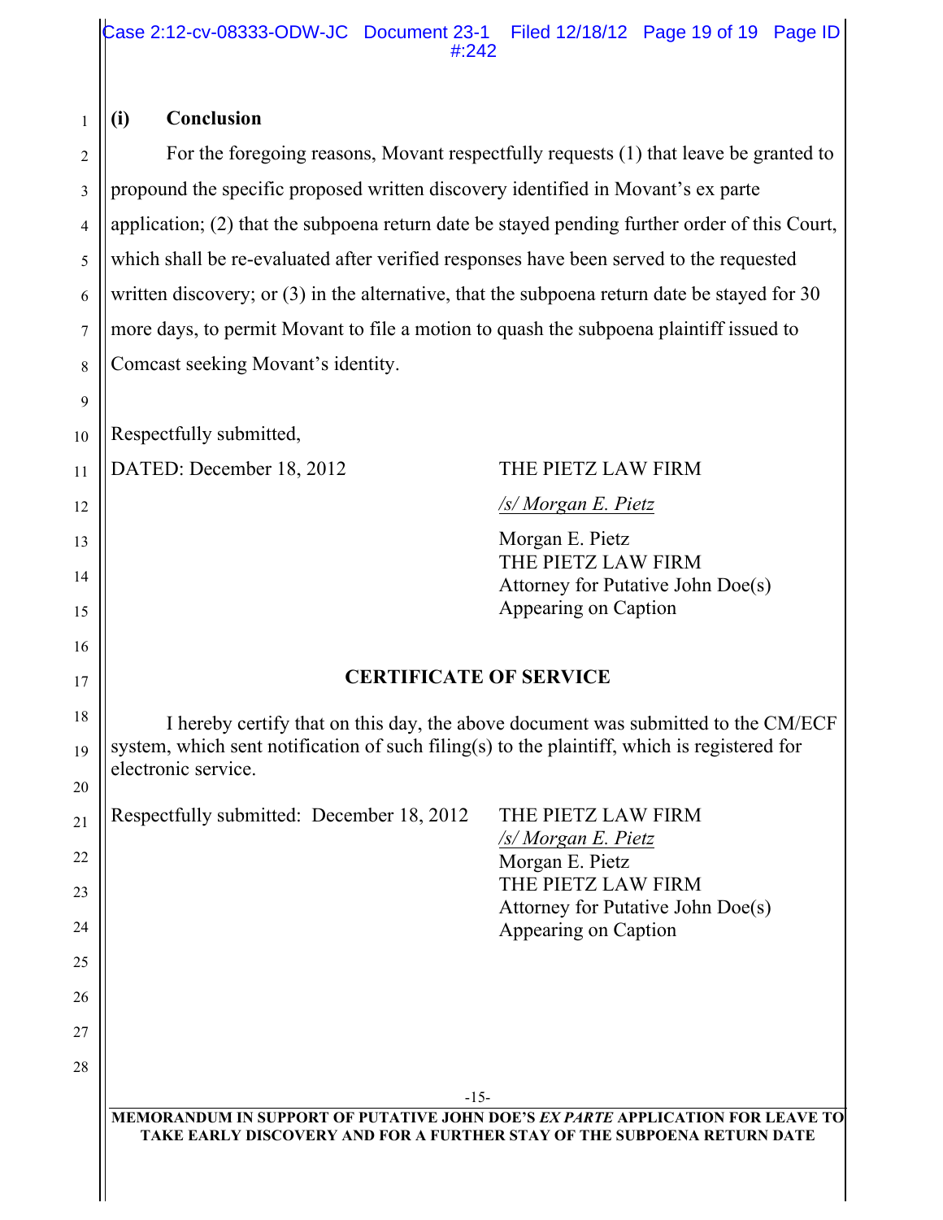### (i) Conclusion

For the foregoing reasons, Movant respectfully requests (1) that leave be granted to propound the specific proposed written discovery identified in Movant's ex parte application; (2) that the subpoena return date be stayed pending further order of this Court, which shall be re-evaluated after verified responses have been served to the requested written discovery; or (3) in the alternative, that the subpoena return date be stayed for 30 more days, to permit Movant to file a motion to quash the subpoena plaintiff issued to Comcast seeking Movant's identity.

Respectfully submitted,

DATED: December 18, 2012

THE PIETZ LAW FIRM

/s/ Morgan E. Pietz

Morgan E. Pietz
THE PIETZ LAW FIRM
Attorney for Putative John Doe(s)
Appearing on Caption

## CERTIFICATE OF SERVICE

I hereby certify that on this day, the above document was submitted to the CM/ECF system, which sent notification of such filing(s) to the plaintiff, which is registered for electronic service.

Respectfully submitted: December 18, 2012

THE PIETZ LAW FIRM
/s/ Morgan E. Pietz
Morgan E. Pietz
THE PIETZ LAW FIRM
Attorney for Putative John Doe(s)
Appearing on Caption